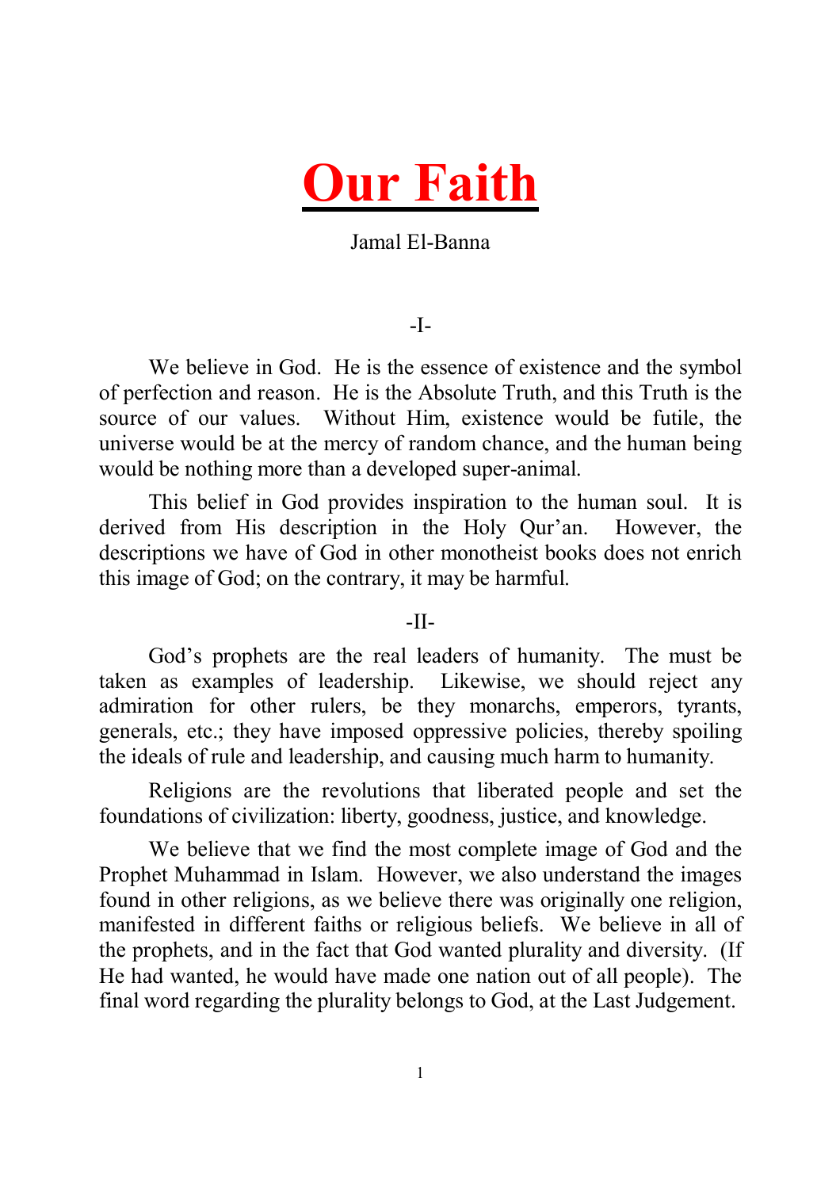# Our Faith

Jamal El-Banna

-I-

We believe in God. He is the essence of existence and the symbol of perfection and reason. He is the Absolute Truth, and this Truth is the source of our values. Without Him, existence would be futile, the universe would be at the mercy of random chance, and the human being would be nothing more than a developed super-animal.

This belief in God provides inspiration to the human soul. It is derived from His description in the Holy Qur'an. However, the descriptions we have of God in other monotheist books does not enrich this image of God; on the contrary, it may be harmful.

-II-

God's prophets are the real leaders of humanity. The must be taken as examples of leadership. Likewise, we should reject any admiration for other rulers, be they monarchs, emperors, tyrants, generals, etc.; they have imposed oppressive policies, thereby spoiling the ideals of rule and leadership, and causing much harm to humanity.

Religions are the revolutions that liberated people and set the foundations of civilization: liberty, goodness, justice, and knowledge.

We believe that we find the most complete image of God and the Prophet Muhammad in Islam. However, we also understand the images found in other religions, as we believe there was originally one religion, manifested in different faiths or religious beliefs. We believe in all of the prophets, and in the fact that God wanted plurality and diversity. (If He had wanted, he would have made one nation out of all people). The final word regarding the plurality belongs to God, at the Last Judgement.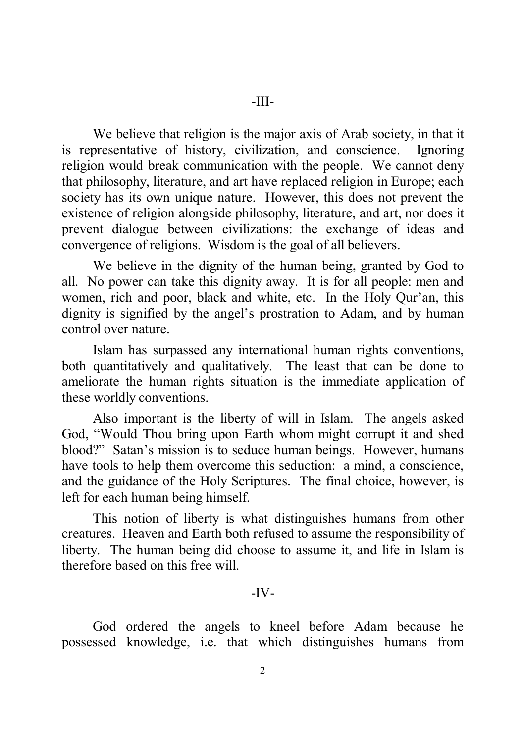-III-

We believe that religion is the major axis of Arab society, in that it is representative of history, civilization, and conscience. Ignoring religion would break communication with the people. We cannot deny that philosophy, literature, and art have replaced religion in Europe; each society has its own unique nature. However, this does not prevent the existence of religion alongside philosophy, literature, and art, nor does it prevent dialogue between civilizations: the exchange of ideas and convergence of religions. Wisdom is the goal of all believers.

We believe in the dignity of the human being, granted by God to all. No power can take this dignity away. It is for all people: men and women, rich and poor, black and white, etc. In the Holy Qur'an, this dignity is signified by the angel's prostration to Adam, and by human control over nature.

Islam has surpassed any international human rights conventions, both quantitatively and qualitatively. The least that can be done to ameliorate the human rights situation is the immediate application of these worldly conventions.

Also important is the liberty of will in Islam. The angels asked God, "Would Thou bring upon Earth whom might corrupt it and shed blood?" Satan's mission is to seduce human beings. However, humans have tools to help them overcome this seduction: a mind, a conscience, and the guidance of the Holy Scriptures. The final choice, however, is left for each human being himself.

This notion of liberty is what distinguishes humans from other creatures. Heaven and Earth both refused to assume the responsibility of liberty. The human being did choose to assume it, and life in Islam is therefore based on this free will.

-IV-

God ordered the angels to kneel before Adam because he possessed knowledge, i.e. that which distinguishes humans from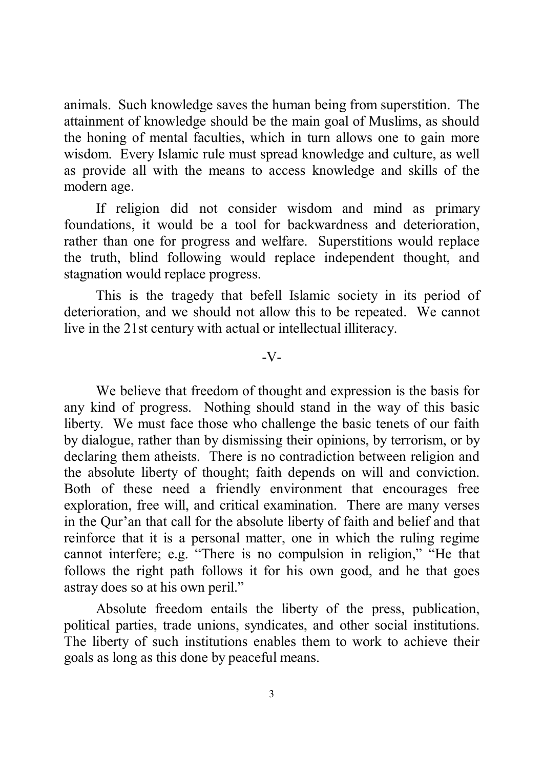animals. Such knowledge saves the human being from superstition. The attainment of knowledge should be the main goal of Muslims, as should the honing of mental faculties, which in turn allows one to gain more wisdom. Every Islamic rule must spread knowledge and culture, as well as provide all with the means to access knowledge and skills of the modern age.

If religion did not consider wisdom and mind as primary foundations, it would be a tool for backwardness and deterioration, rather than one for progress and welfare. Superstitions would replace the truth, blind following would replace independent thought, and stagnation would replace progress.

This is the tragedy that befell Islamic society in its period of deterioration, and we should not allow this to be repeated. We cannot live in the 21st century with actual or intellectual illiteracy.

-V-

We believe that freedom of thought and expression is the basis for any kind of progress. Nothing should stand in the way of this basic liberty. We must face those who challenge the basic tenets of our faith by dialogue, rather than by dismissing their opinions, by terrorism, or by declaring them atheists. There is no contradiction between religion and the absolute liberty of thought; faith depends on will and conviction. Both of these need a friendly environment that encourages free exploration, free will, and critical examination. There are many verses in the Qur'an that call for the absolute liberty of faith and belief and that reinforce that it is a personal matter, one in which the ruling regime cannot interfere; e.g. "There is no compulsion in religion," "He that follows the right path follows it for his own good, and he that goes astray does so at his own peril."

Absolute freedom entails the liberty of the press, publication, political parties, trade unions, syndicates, and other social institutions. The liberty of such institutions enables them to work to achieve their goals as long as this done by peaceful means.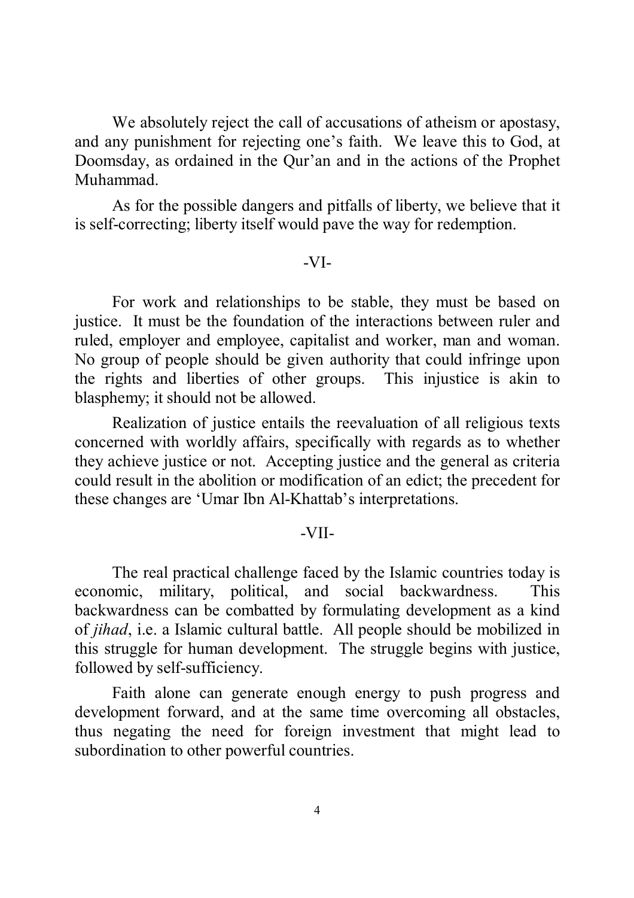We absolutely reject the call of accusations of atheism or apostasy, and any punishment for rejecting one's faith. We leave this to God, at Doomsday, as ordained in the Qur'an and in the actions of the Prophet Muhammad.

As for the possible dangers and pitfalls of liberty, we believe that it is self-correcting; liberty itself would pave the way for redemption.

-VI-

For work and relationships to be stable, they must be based on justice. It must be the foundation of the interactions between ruler and ruled, employer and employee, capitalist and worker, man and woman. No group of people should be given authority that could infringe upon the rights and liberties of other groups. This injustice is akin to blasphemy; it should not be allowed.

Realization of justice entails the reevaluation of all religious texts concerned with worldly affairs, specifically with regards as to whether they achieve justice or not. Accepting justice and the general as criteria could result in the abolition or modification of an edict; the precedent for these changes are 'Umar Ibn Al-Khattab's interpretations.

-VII-

The real practical challenge faced by the Islamic countries today is economic, military, political, and social backwardness. This backwardness can be combatted by formulating development as a kind of *jihad*, i.e. a Islamic cultural battle. All people should be mobilized in this struggle for human development. The struggle begins with justice, followed by self-sufficiency.

Faith alone can generate enough energy to push progress and development forward, and at the same time overcoming all obstacles, thus negating the need for foreign investment that might lead to subordination to other powerful countries.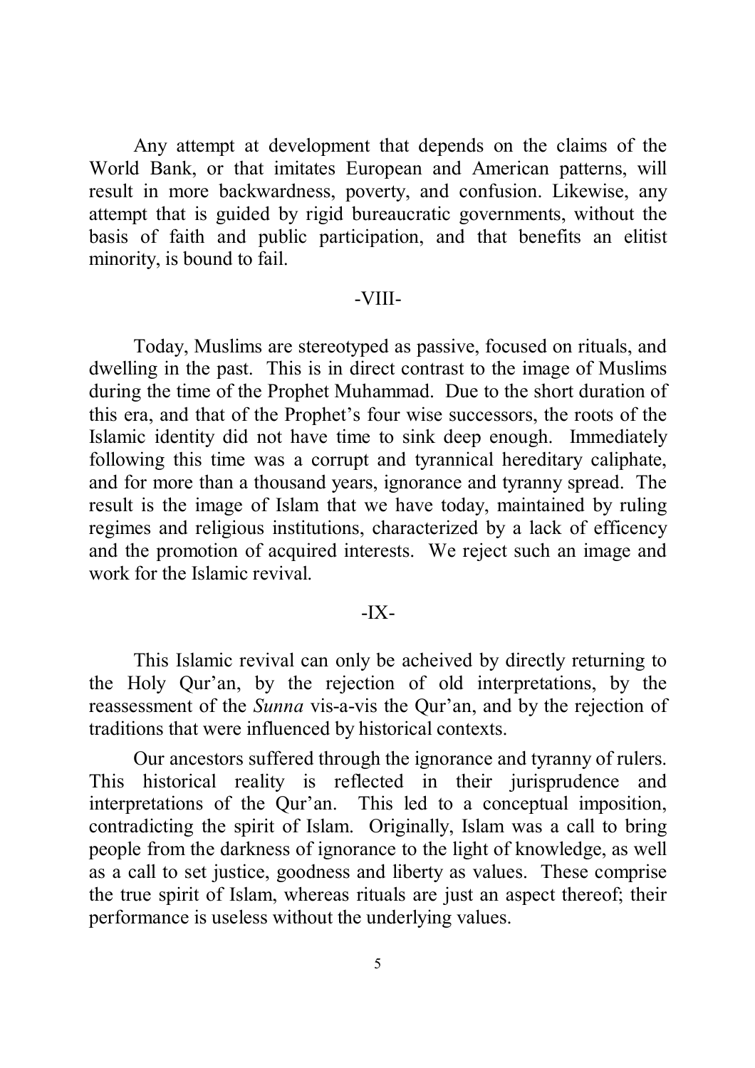Any attempt at development that depends on the claims of the World Bank, or that imitates European and American patterns, will result in more backwardness, poverty, and confusion. Likewise, any attempt that is guided by rigid bureaucratic governments, without the basis of faith and public participation, and that benefits an elitist minority, is bound to fail.

-VIII-

Today, Muslims are stereotyped as passive, focused on rituals, and dwelling in the past. This is in direct contrast to the image of Muslims during the time of the Prophet Muhammad. Due to the short duration of this era, and that of the Prophet's four wise successors, the roots of the Islamic identity did not have time to sink deep enough. Immediately following this time was a corrupt and tyrannical hereditary caliphate, and for more than a thousand years, ignorance and tyranny spread. The result is the image of Islam that we have today, maintained by ruling regimes and religious institutions, characterized by a lack of efficency and the promotion of acquired interests. We reject such an image and work for the Islamic revival.

-IX-

This Islamic revival can only be acheived by directly returning to the Holy Qur'an, by the rejection of old interpretations, by the reassessment of the *Sunna* vis-a-vis the Qur'an, and by the rejection of traditions that were influenced by historical contexts.

Our ancestors suffered through the ignorance and tyranny of rulers. This historical reality is reflected in their jurisprudence and interpretations of the Qur'an. This led to a conceptual imposition, contradicting the spirit of Islam. Originally, Islam was a call to bring people from the darkness of ignorance to the light of knowledge, as well as a call to set justice, goodness and liberty as values. These comprise the true spirit of Islam, whereas rituals are just an aspect thereof; their performance is useless without the underlying values.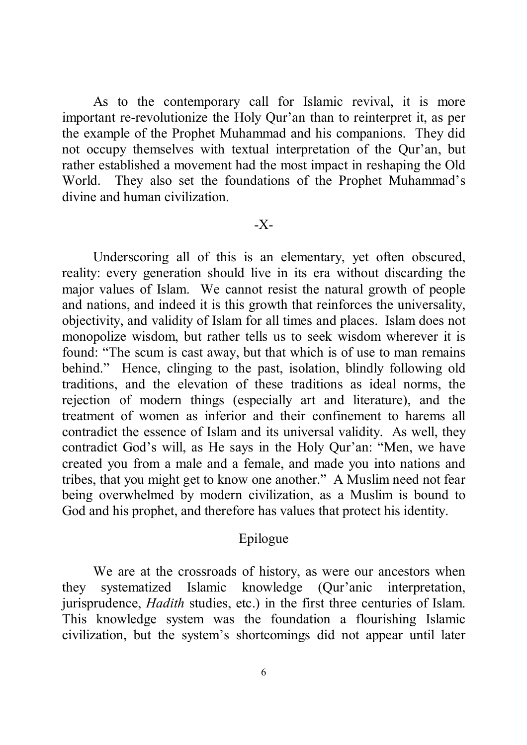As to the contemporary call for Islamic revival, it is more important re-revolutionize the Holy Qur'an than to reinterpret it, as per the example of the Prophet Muhammad and his companions. They did not occupy themselves with textual interpretation of the Qur'an, but rather established a movement had the most impact in reshaping the Old World. They also set the foundations of the Prophet Muhammad's divine and human civilization.

-X-

Underscoring all of this is an elementary, yet often obscured, reality: every generation should live in its era without discarding the major values of Islam. We cannot resist the natural growth of people and nations, and indeed it is this growth that reinforces the universality, objectivity, and validity of Islam for all times and places. Islam does not monopolize wisdom, but rather tells us to seek wisdom wherever it is found: "The scum is cast away, but that which is of use to man remains behind." Hence, clinging to the past, isolation, blindly following old traditions, and the elevation of these traditions as ideal norms, the rejection of modern things (especially art and literature), and the treatment of women as inferior and their confinement to harems all contradict the essence of Islam and its universal validity. As well, they contradict God's will, as He says in the Holy Qur'an: "Men, we have created you from a male and a female, and made you into nations and tribes, that you might get to know one another." A Muslim need not fear being overwhelmed by modern civilization, as a Muslim is bound to God and his prophet, and therefore has values that protect his identity.

## Epilogue

We are at the crossroads of history, as were our ancestors when they systematized Islamic knowledge (Qur'anic interpretation, jurisprudence, *Hadith* studies, etc.) in the first three centuries of Islam. This knowledge system was the foundation a flourishing Islamic civilization, but the system's shortcomings did not appear until later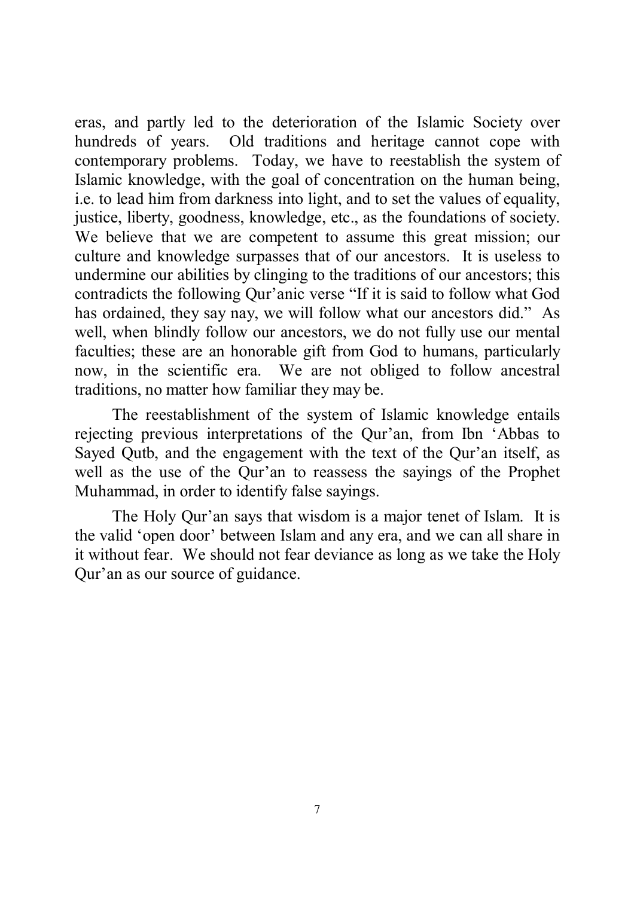eras, and partly led to the deterioration of the Islamic Society over hundreds of years. Old traditions and heritage cannot cope with contemporary problems. Today, we have to reestablish the system of Islamic knowledge, with the goal of concentration on the human being, i.e. to lead him from darkness into light, and to set the values of equality, justice, liberty, goodness, knowledge, etc., as the foundations of society. We believe that we are competent to assume this great mission; our culture and knowledge surpasses that of our ancestors. It is useless to undermine our abilities by clinging to the traditions of our ancestors; this contradicts the following Qur'anic verse "If it is said to follow what God has ordained, they say nay, we will follow what our ancestors did." As well, when blindly follow our ancestors, we do not fully use our mental faculties; these are an honorable gift from God to humans, particularly now, in the scientific era. We are not obliged to follow ancestral traditions, no matter how familiar they may be.

The reestablishment of the system of Islamic knowledge entails rejecting previous interpretations of the Qur'an, from Ibn 'Abbas to Sayed Qutb, and the engagement with the text of the Qur'an itself, as well as the use of the Qur'an to reassess the sayings of the Prophet Muhammad, in order to identify false sayings.

The Holy Qur'an says that wisdom is a major tenet of Islam. It is the valid 'open door' between Islam and any era, and we can all share in it without fear. We should not fear deviance as long as we take the Holy Qur'an as our source of guidance.